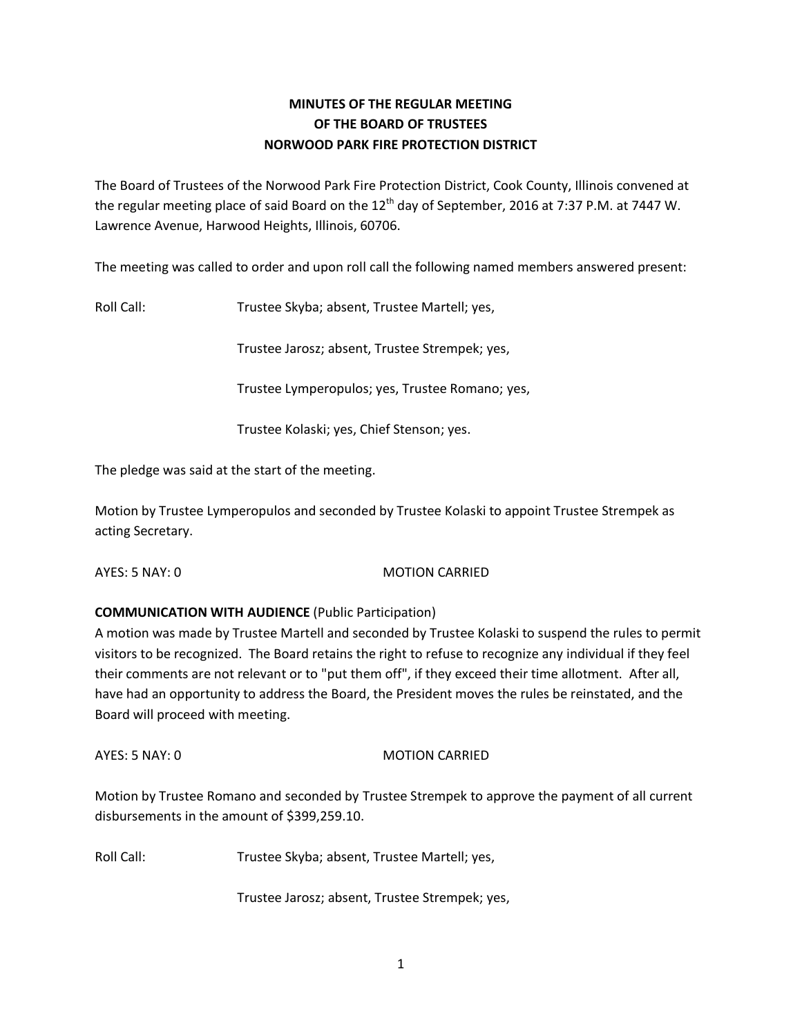**MINUTES OF THE REGULAR MEETING**
**OF THE BOARD OF TRUSTEES**
**NORWOOD PARK FIRE PROTECTION DISTRICT**

The Board of Trustees of the Norwood Park Fire Protection District, Cook County, Illinois convened at the regular meeting place of said Board on the 12th day of September, 2016 at 7:37 P.M. at 7447 W. Lawrence Avenue, Harwood Heights, Illinois, 60706.

The meeting was called to order and upon roll call the following named members answered present:

Roll Call: Trustee Skyba; absent, Trustee Martell; yes,

Trustee Jarosz; absent, Trustee Strempek; yes,

Trustee Lymperopulos; yes, Trustee Romano; yes,

Trustee Kolaski; yes, Chief Stenson; yes.

The pledge was said at the start of the meeting.

Motion by Trustee Lymperopulos and seconded by Trustee Kolaski to appoint Trustee Strempek as acting Secretary.

AYES: 5 NAY: 0 MOTION CARRIED

**COMMUNICATION WITH AUDIENCE** (Public Participation)
A motion was made by Trustee Martell and seconded by Trustee Kolaski to suspend the rules to permit visitors to be recognized. The Board retains the right to refuse to recognize any individual if they feel their comments are not relevant or to "put them off", if they exceed their time allotment. After all, have had an opportunity to address the Board, the President moves the rules be reinstated, and the Board will proceed with meeting.

AYES: 5 NAY: 0 MOTION CARRIED

Motion by Trustee Romano and seconded by Trustee Strempek to approve the payment of all current disbursements in the amount of $399,259.10.

Roll Call: Trustee Skyba; absent, Trustee Martell; yes,

Trustee Jarosz; absent, Trustee Strempek; yes,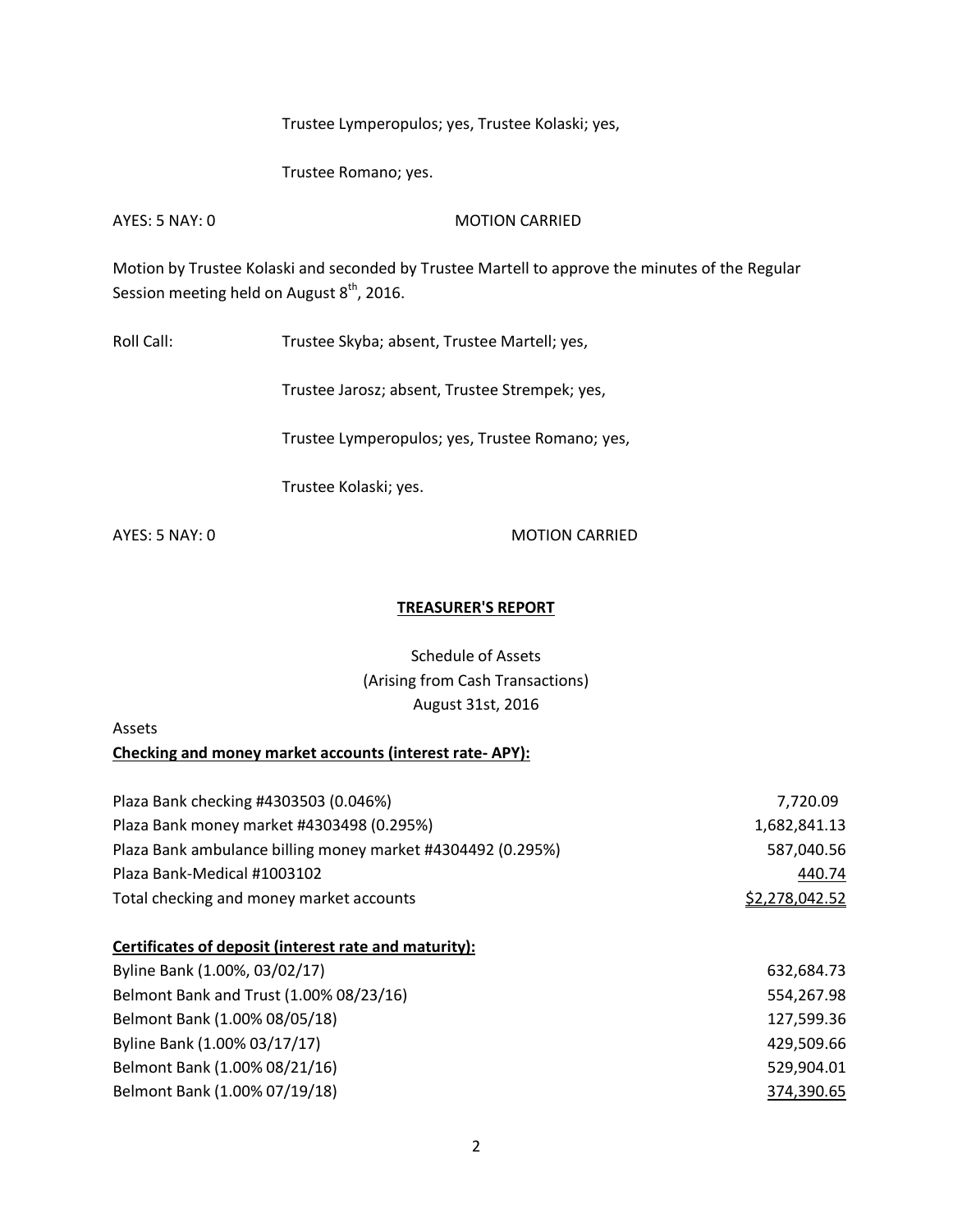Trustee Lymperopulos; yes, Trustee Kolaski; yes,

Trustee Romano; yes.

AYES: 5 NAY: 0 MOTION CARRIED

Motion by Trustee Kolaski and seconded by Trustee Martell to approve the minutes of the Regular Session meeting held on August 8th, 2016.

Roll Call: Trustee Skyba; absent, Trustee Martell; yes,

Trustee Jarosz; absent, Trustee Strempek; yes,

Trustee Lymperopulos; yes, Trustee Romano; yes,

Trustee Kolaski; yes.

AYES: 5 NAY: 0 MOTION CARRIED

## TREASURER'S REPORT

Schedule of Assets
(Arising from Cash Transactions)
August 31st, 2016

Assets

**Checking and money market accounts (interest rate- APY):**

| | |
|---|---:|
| Plaza Bank checking #4303503 (0.046%) | 7,720.09 |
| Plaza Bank money market #4303498 (0.295%) | 1,682,841.13 |
| Plaza Bank ambulance billing money market #4304492 (0.295%) | 587,040.56 |
| Plaza Bank-Medical #1003102 | 440.74 |
| Total checking and money market accounts | $2,278,042.52 |

**Certificates of deposit (interest rate and maturity):**

| | |
|---|---:|
| Byline Bank (1.00%, 03/02/17) | 632,684.73 |
| Belmont Bank and Trust (1.00% 08/23/16) | 554,267.98 |
| Belmont Bank (1.00% 08/05/18) | 127,599.36 |
| Byline Bank (1.00% 03/17/17) | 429,509.66 |
| Belmont Bank (1.00% 08/21/16) | 529,904.01 |
| Belmont Bank (1.00% 07/19/18) | 374,390.65 |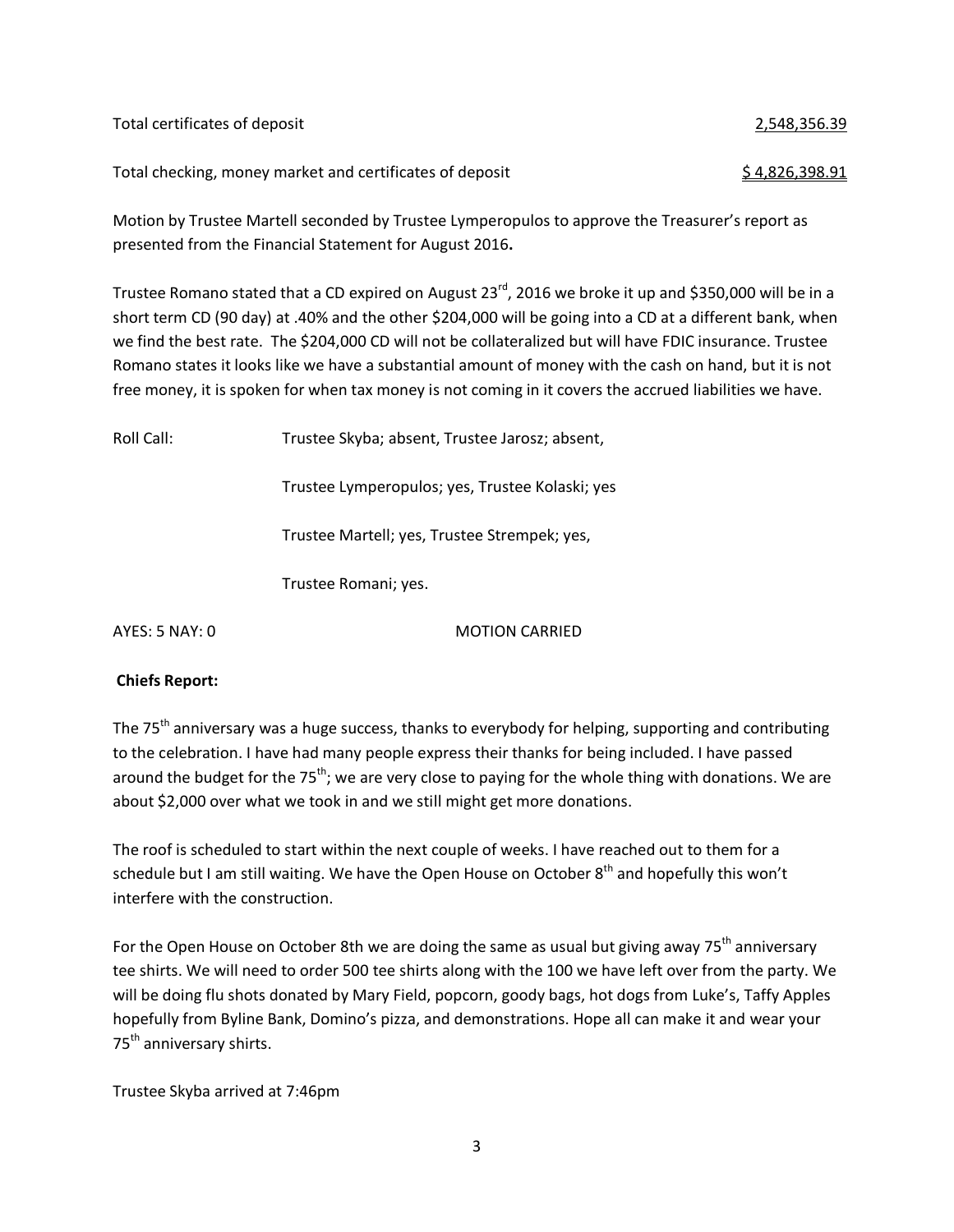Total certificates of deposit 2,548,356.39

Total checking, money market and certificates of deposit $ 4,826,398.91

Motion by Trustee Martell seconded by Trustee Lymperopulos to approve the Treasurer's report as presented from the Financial Statement for August 2016**.**

Trustee Romano stated that a CD expired on August 23rd, 2016 we broke it up and $350,000 will be in a short term CD (90 day) at .40% and the other $204,000 will be going into a CD at a different bank, when we find the best rate. The $204,000 CD will not be collateralized but will have FDIC insurance. Trustee Romano states it looks like we have a substantial amount of money with the cash on hand, but it is not free money, it is spoken for when tax money is not coming in it covers the accrued liabilities we have.

Roll Call: Trustee Skyba; absent, Trustee Jarosz; absent,

Trustee Lymperopulos; yes, Trustee Kolaski; yes

Trustee Martell; yes, Trustee Strempek; yes,

Trustee Romani; yes.

AYES: 5 NAY: 0 MOTION CARRIED

**Chiefs Report:**

The 75th anniversary was a huge success, thanks to everybody for helping, supporting and contributing to the celebration. I have had many people express their thanks for being included. I have passed around the budget for the 75th; we are very close to paying for the whole thing with donations. We are about $2,000 over what we took in and we still might get more donations.

The roof is scheduled to start within the next couple of weeks. I have reached out to them for a schedule but I am still waiting. We have the Open House on October 8th and hopefully this won't interfere with the construction.

For the Open House on October 8th we are doing the same as usual but giving away 75th anniversary tee shirts. We will need to order 500 tee shirts along with the 100 we have left over from the party. We will be doing flu shots donated by Mary Field, popcorn, goody bags, hot dogs from Luke's, Taffy Apples hopefully from Byline Bank, Domino's pizza, and demonstrations. Hope all can make it and wear your 75th anniversary shirts.

Trustee Skyba arrived at 7:46pm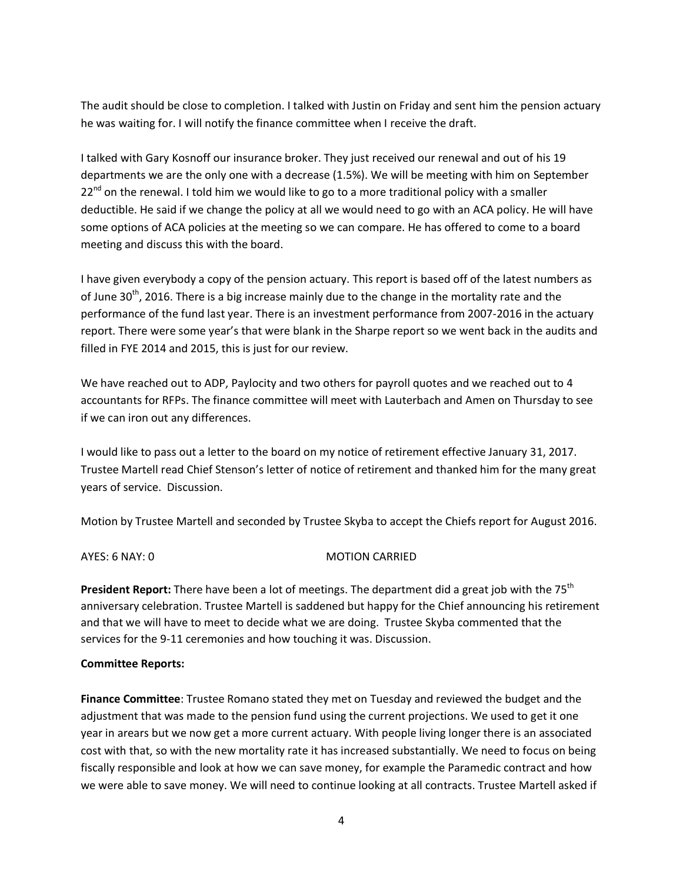The audit should be close to completion. I talked with Justin on Friday and sent him the pension actuary he was waiting for. I will notify the finance committee when I receive the draft.

I talked with Gary Kosnoff our insurance broker. They just received our renewal and out of his 19 departments we are the only one with a decrease (1.5%). We will be meeting with him on September 22nd on the renewal. I told him we would like to go to a more traditional policy with a smaller deductible. He said if we change the policy at all we would need to go with an ACA policy. He will have some options of ACA policies at the meeting so we can compare. He has offered to come to a board meeting and discuss this with the board.

I have given everybody a copy of the pension actuary. This report is based off of the latest numbers as of June 30th, 2016. There is a big increase mainly due to the change in the mortality rate and the performance of the fund last year. There is an investment performance from 2007-2016 in the actuary report. There were some year's that were blank in the Sharpe report so we went back in the audits and filled in FYE 2014 and 2015, this is just for our review.

We have reached out to ADP, Paylocity and two others for payroll quotes and we reached out to 4 accountants for RFPs. The finance committee will meet with Lauterbach and Amen on Thursday to see if we can iron out any differences.

I would like to pass out a letter to the board on my notice of retirement effective January 31, 2017. Trustee Martell read Chief Stenson's letter of notice of retirement and thanked him for the many great years of service. Discussion.

Motion by Trustee Martell and seconded by Trustee Skyba to accept the Chiefs report for August 2016.

AYES: 6 NAY: 0 MOTION CARRIED

**President Report:** There have been a lot of meetings. The department did a great job with the 75th anniversary celebration. Trustee Martell is saddened but happy for the Chief announcing his retirement and that we will have to meet to decide what we are doing. Trustee Skyba commented that the services for the 9-11 ceremonies and how touching it was. Discussion.

**Committee Reports:**

**Finance Committee**: Trustee Romano stated they met on Tuesday and reviewed the budget and the adjustment that was made to the pension fund using the current projections. We used to get it one year in arears but we now get a more current actuary. With people living longer there is an associated cost with that, so with the new mortality rate it has increased substantially. We need to focus on being fiscally responsible and look at how we can save money, for example the Paramedic contract and how we were able to save money. We will need to continue looking at all contracts. Trustee Martell asked if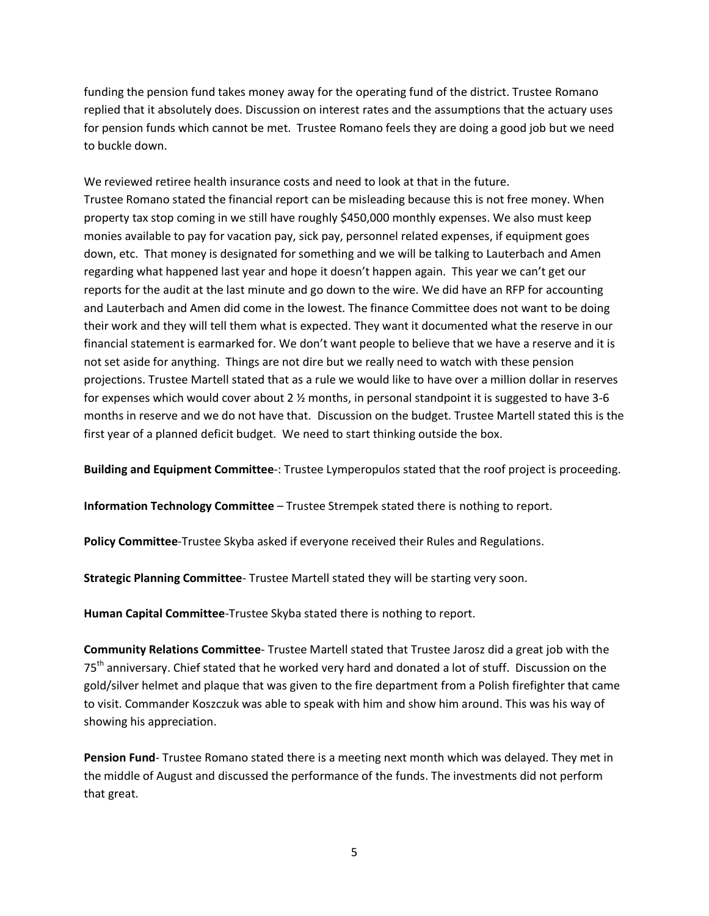funding the pension fund takes money away for the operating fund of the district. Trustee Romano replied that it absolutely does. Discussion on interest rates and the assumptions that the actuary uses for pension funds which cannot be met. Trustee Romano feels they are doing a good job but we need to buckle down.

We reviewed retiree health insurance costs and need to look at that in the future.
Trustee Romano stated the financial report can be misleading because this is not free money. When property tax stop coming in we still have roughly $450,000 monthly expenses. We also must keep monies available to pay for vacation pay, sick pay, personnel related expenses, if equipment goes down, etc. That money is designated for something and we will be talking to Lauterbach and Amen regarding what happened last year and hope it doesn't happen again. This year we can't get our reports for the audit at the last minute and go down to the wire. We did have an RFP for accounting and Lauterbach and Amen did come in the lowest. The finance Committee does not want to be doing their work and they will tell them what is expected. They want it documented what the reserve in our financial statement is earmarked for. We don't want people to believe that we have a reserve and it is not set aside for anything. Things are not dire but we really need to watch with these pension projections. Trustee Martell stated that as a rule we would like to have over a million dollar in reserves for expenses which would cover about 2 ½ months, in personal standpoint it is suggested to have 3-6 months in reserve and we do not have that. Discussion on the budget. Trustee Martell stated this is the first year of a planned deficit budget. We need to start thinking outside the box.

**Building and Equipment Committee**-: Trustee Lymperopulos stated that the roof project is proceeding.

**Information Technology Committee** – Trustee Strempek stated there is nothing to report.

**Policy Committee**-Trustee Skyba asked if everyone received their Rules and Regulations.

**Strategic Planning Committee**- Trustee Martell stated they will be starting very soon.

**Human Capital Committee**-Trustee Skyba stated there is nothing to report.

**Community Relations Committee**- Trustee Martell stated that Trustee Jarosz did a great job with the 75th anniversary. Chief stated that he worked very hard and donated a lot of stuff. Discussion on the gold/silver helmet and plaque that was given to the fire department from a Polish firefighter that came to visit. Commander Koszczuk was able to speak with him and show him around. This was his way of showing his appreciation.

**Pension Fund**- Trustee Romano stated there is a meeting next month which was delayed. They met in the middle of August and discussed the performance of the funds. The investments did not perform that great.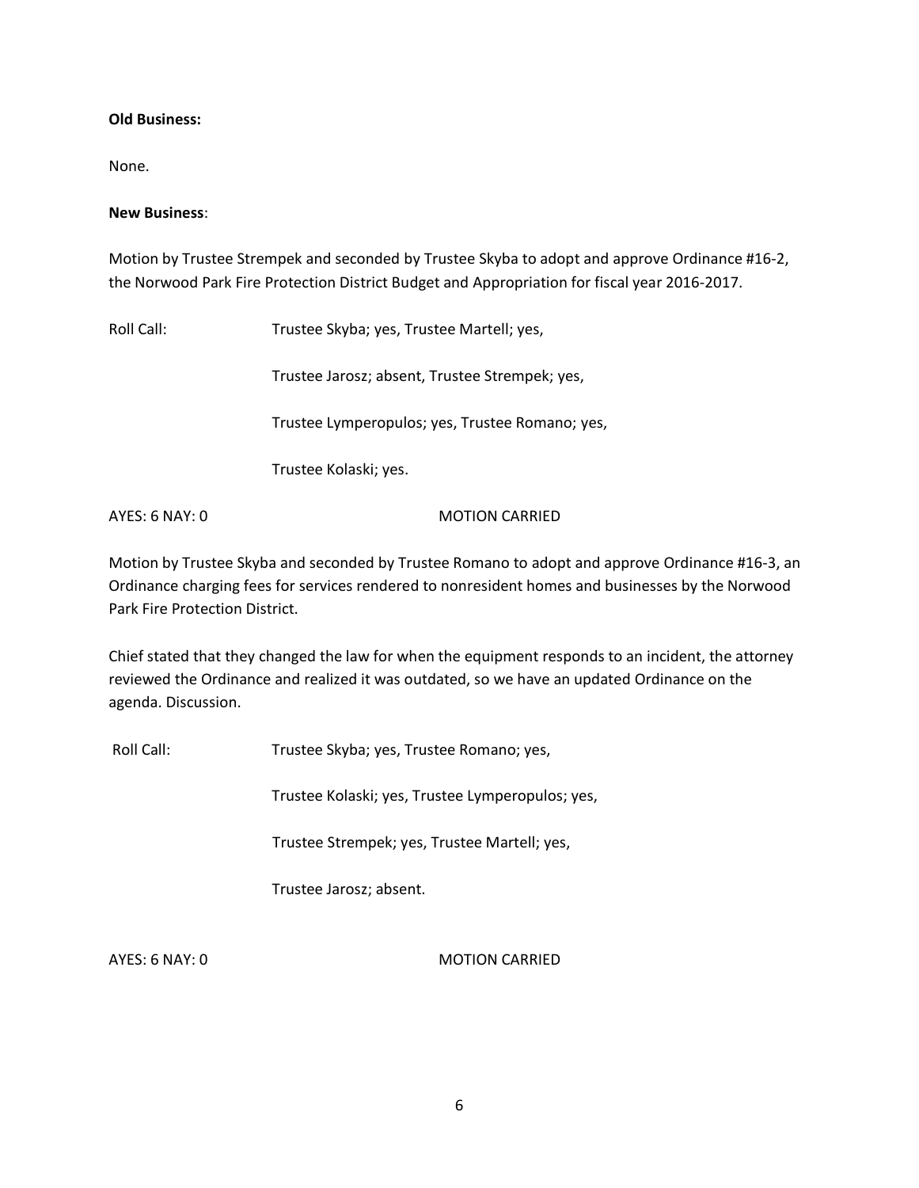**Old Business:**

None.

**New Business**:

Motion by Trustee Strempek and seconded by Trustee Skyba to adopt and approve Ordinance #16-2, the Norwood Park Fire Protection District Budget and Appropriation for fiscal year 2016-2017.

Roll Call: Trustee Skyba; yes, Trustee Martell; yes,

Trustee Jarosz; absent, Trustee Strempek; yes,

Trustee Lymperopulos; yes, Trustee Romano; yes,

Trustee Kolaski; yes.

AYES: 6 NAY: 0 MOTION CARRIED

Motion by Trustee Skyba and seconded by Trustee Romano to adopt and approve Ordinance #16-3, an Ordinance charging fees for services rendered to nonresident homes and businesses by the Norwood Park Fire Protection District.

Chief stated that they changed the law for when the equipment responds to an incident, the attorney reviewed the Ordinance and realized it was outdated, so we have an updated Ordinance on the agenda. Discussion.

Roll Call: Trustee Skyba; yes, Trustee Romano; yes,

Trustee Kolaski; yes, Trustee Lymperopulos; yes,

Trustee Strempek; yes, Trustee Martell; yes,

Trustee Jarosz; absent.

AYES: 6 NAY: 0 MOTION CARRIED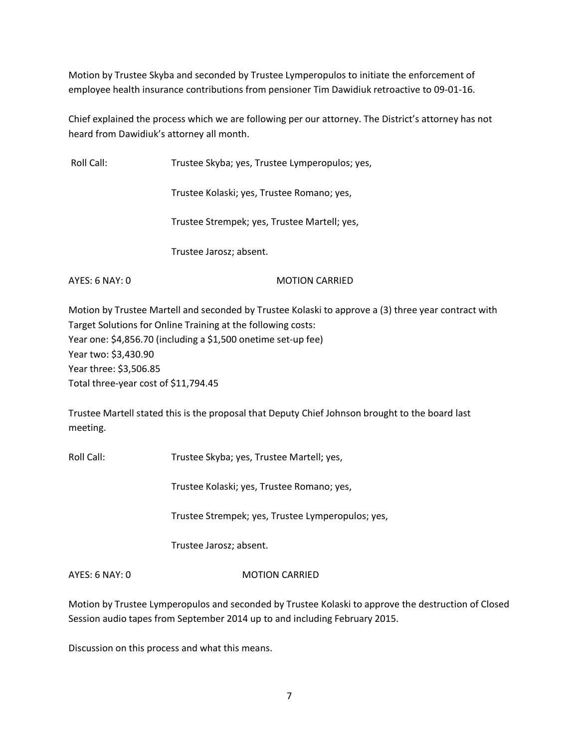Motion by Trustee Skyba and seconded by Trustee Lymperopulos to initiate the enforcement of employee health insurance contributions from pensioner Tim Dawidiuk retroactive to 09-01-16.

Chief explained the process which we are following per our attorney. The District's attorney has not heard from Dawidiuk's attorney all month.

Roll Call: Trustee Skyba; yes, Trustee Lymperopulos; yes,

Trustee Kolaski; yes, Trustee Romano; yes,

Trustee Strempek; yes, Trustee Martell; yes,

Trustee Jarosz; absent.

AYES: 6 NAY: 0 MOTION CARRIED

Motion by Trustee Martell and seconded by Trustee Kolaski to approve a (3) three year contract with Target Solutions for Online Training at the following costs:
Year one: $4,856.70 (including a $1,500 onetime set-up fee)
Year two: $3,430.90
Year three: $3,506.85
Total three-year cost of $11,794.45

Trustee Martell stated this is the proposal that Deputy Chief Johnson brought to the board last meeting.

Roll Call: Trustee Skyba; yes, Trustee Martell; yes,

Trustee Kolaski; yes, Trustee Romano; yes,

Trustee Strempek; yes, Trustee Lymperopulos; yes,

Trustee Jarosz; absent.

AYES: 6 NAY: 0 MOTION CARRIED

Motion by Trustee Lymperopulos and seconded by Trustee Kolaski to approve the destruction of Closed Session audio tapes from September 2014 up to and including February 2015.

Discussion on this process and what this means.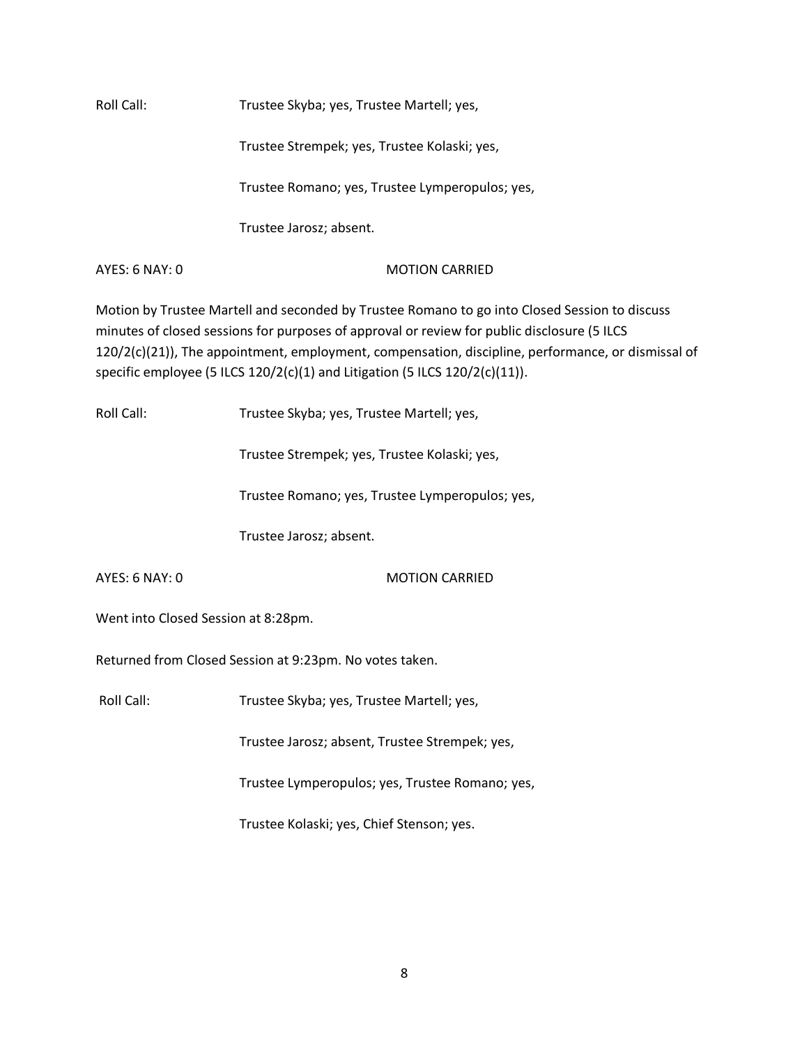Roll Call: Trustee Skyba; yes, Trustee Martell; yes,

Trustee Strempek; yes, Trustee Kolaski; yes,

Trustee Romano; yes, Trustee Lymperopulos; yes,

Trustee Jarosz; absent.

AYES: 6 NAY: 0 MOTION CARRIED

Motion by Trustee Martell and seconded by Trustee Romano to go into Closed Session to discuss minutes of closed sessions for purposes of approval or review for public disclosure (5 ILCS 120/2(c)(21)), The appointment, employment, compensation, discipline, performance, or dismissal of specific employee (5 ILCS 120/2(c)(1) and Litigation (5 ILCS 120/2(c)(11)).

Roll Call: Trustee Skyba; yes, Trustee Martell; yes,

Trustee Strempek; yes, Trustee Kolaski; yes,

Trustee Romano; yes, Trustee Lymperopulos; yes,

Trustee Jarosz; absent.

AYES: 6 NAY: 0 MOTION CARRIED

Went into Closed Session at 8:28pm.

Returned from Closed Session at 9:23pm. No votes taken.

Roll Call: Trustee Skyba; yes, Trustee Martell; yes,

Trustee Jarosz; absent, Trustee Strempek; yes,

Trustee Lymperopulos; yes, Trustee Romano; yes,

Trustee Kolaski; yes, Chief Stenson; yes.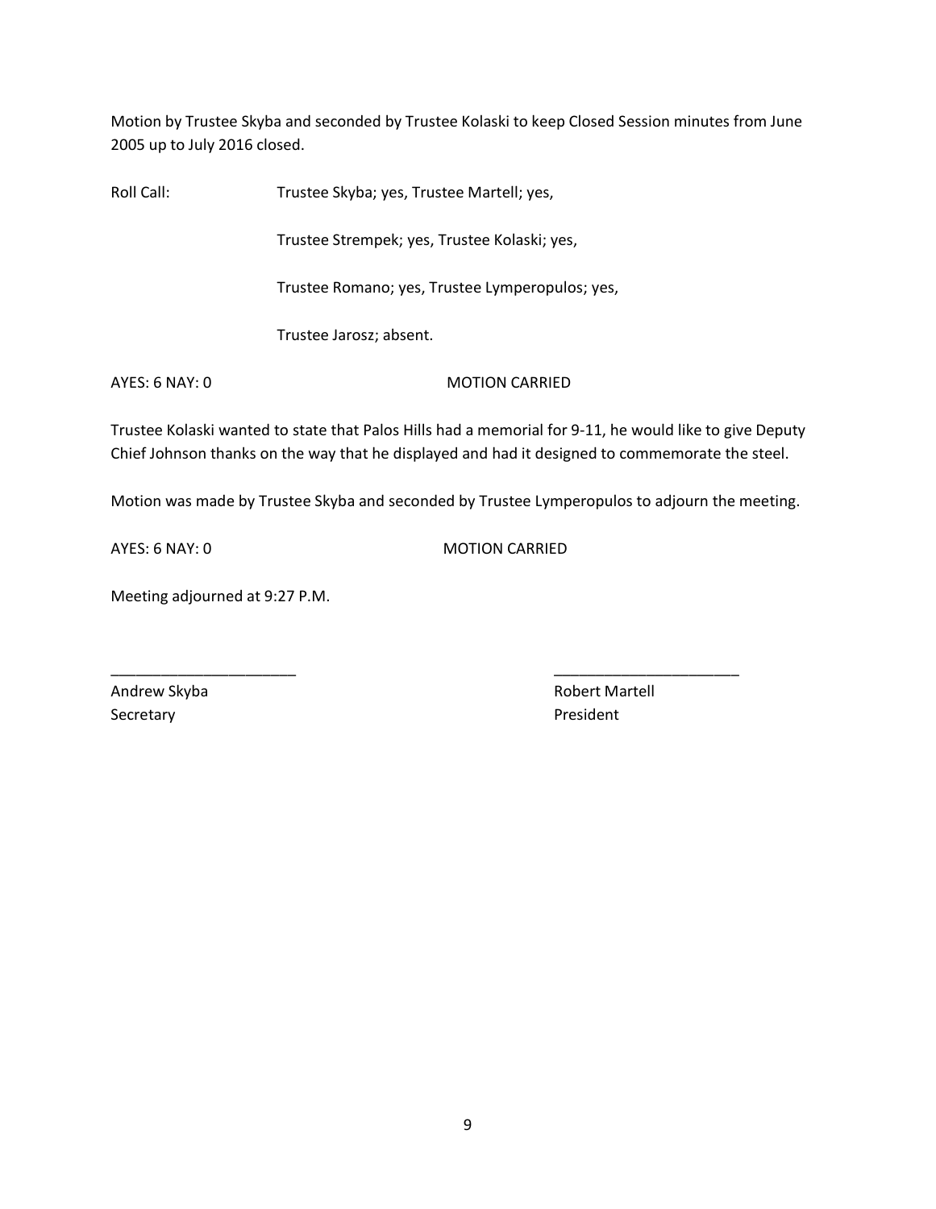Motion by Trustee Skyba and seconded by Trustee Kolaski to keep Closed Session minutes from June 2005 up to July 2016 closed.

Roll Call: Trustee Skyba; yes, Trustee Martell; yes,

Trustee Strempek; yes, Trustee Kolaski; yes,

Trustee Romano; yes, Trustee Lymperopulos; yes,

Trustee Jarosz; absent.

AYES: 6 NAY: 0 MOTION CARRIED

Trustee Kolaski wanted to state that Palos Hills had a memorial for 9-11, he would like to give Deputy Chief Johnson thanks on the way that he displayed and had it designed to commemorate the steel.

Motion was made by Trustee Skyba and seconded by Trustee Lymperopulos to adjourn the meeting.

AYES: 6 NAY: 0 MOTION CARRIED

Meeting adjourned at 9:27 P.M.

______________________ ______________________

Andrew Skyba  
Secretary

Robert Martell  
President